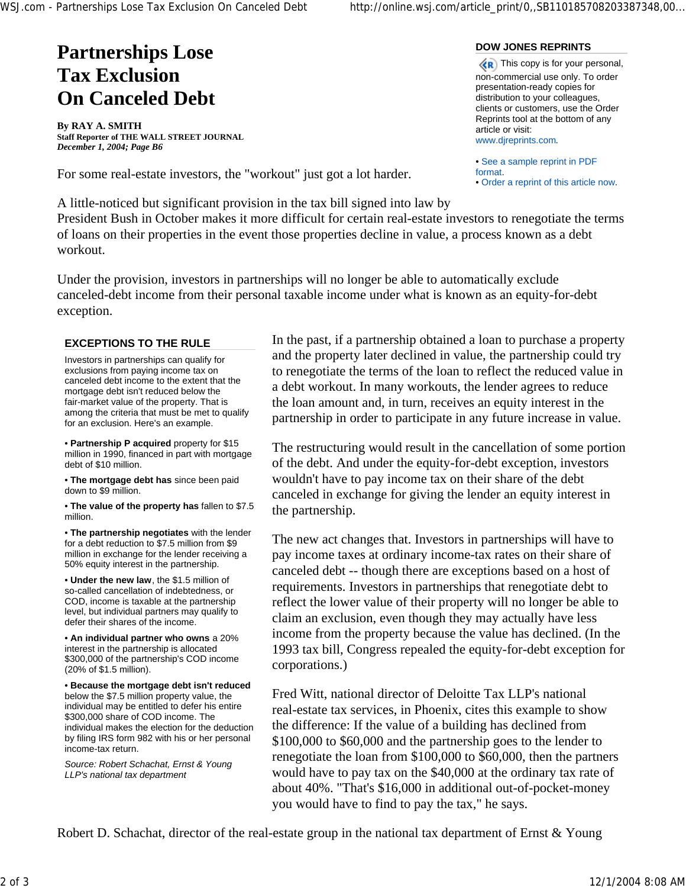# Partnerships Lose Tax Exclusion On Canceled Debt

**By RAY A. SMITH**
**Staff Reporter of THE WALL STREET JOURNAL**
***December 1, 2004; Page B6***

For some real-estate investors, the "workout" just got a lot harder.

A little-noticed but significant provision in the tax bill signed into law by President Bush in October makes it more difficult for certain real-estate investors to renegotiate the terms of loans on their properties in the event those properties decline in value, a process known as a debt workout.

Under the provision, investors in partnerships will no longer be able to automatically exclude canceled-debt income from their personal taxable income under what is known as an equity-for-debt exception.

In the past, if a partnership obtained a loan to purchase a property and the property later declined in value, the partnership could try to renegotiate the terms of the loan to reflect the reduced value in a debt workout. In many workouts, the lender agrees to reduce the loan amount and, in turn, receives an equity interest in the partnership in order to participate in any future increase in value.

The restructuring would result in the cancellation of some portion of the debt. And under the equity-for-debt exception, investors wouldn't have to pay income tax on their share of the debt canceled in exchange for giving the lender an equity interest in the partnership.

The new act changes that. Investors in partnerships will have to pay income taxes at ordinary income-tax rates on their share of canceled debt -- though there are exceptions based on a host of requirements. Investors in partnerships that renegotiate debt to reflect the lower value of their property will no longer be able to claim an exclusion, even though they may actually have less income from the property because the value has declined. (In the 1993 tax bill, Congress repealed the equity-for-debt exception for corporations.)

Fred Witt, national director of Deloitte Tax LLP's national real-estate tax services, in Phoenix, cites this example to show the difference: If the value of a building has declined from $100,000 to $60,000 and the partnership goes to the lender to renegotiate the loan from $100,000 to $60,000, then the partners would have to pay tax on the $40,000 at the ordinary tax rate of about 40%. "That's $16,000 in additional out-of-pocket-money you would have to find to pay the tax," he says.

### EXCEPTIONS TO THE RULE

Investors in partnerships can qualify for exclusions from paying income tax on canceled debt income to the extent that the mortgage debt isn't reduced below the fair-market value of the property. That is among the criteria that must be met to qualify for an exclusion. Here's an example.

- **Partnership P acquired** property for $15 million in 1990, financed in part with mortgage debt of $10 million.
- **The mortgage debt has** since been paid down to $9 million.
- **The value of the property has** fallen to $7.5 million.
- **The partnership negotiates** with the lender for a debt reduction to $7.5 million from $9 million in exchange for the lender receiving a 50% equity interest in the partnership.
- **Under the new law**, the $1.5 million of so-called cancellation of indebtedness, or COD, income is taxable at the partnership level, but individual partners may qualify to defer their shares of the income.
- **An individual partner who owns** a 20% interest in the partnership is allocated $300,000 of the partnership's COD income (20% of $1.5 million).
- **Because the mortgage debt isn't reduced** below the $7.5 million property value, the individual may be entitled to defer his entire $300,000 share of COD income. The individual makes the election for the deduction by filing IRS form 982 with his or her personal income-tax return.

*Source: Robert Schachat, Ernst & Young LLP's national tax department*

Robert D. Schachat, director of the real-estate group in the national tax department of Ernst & Young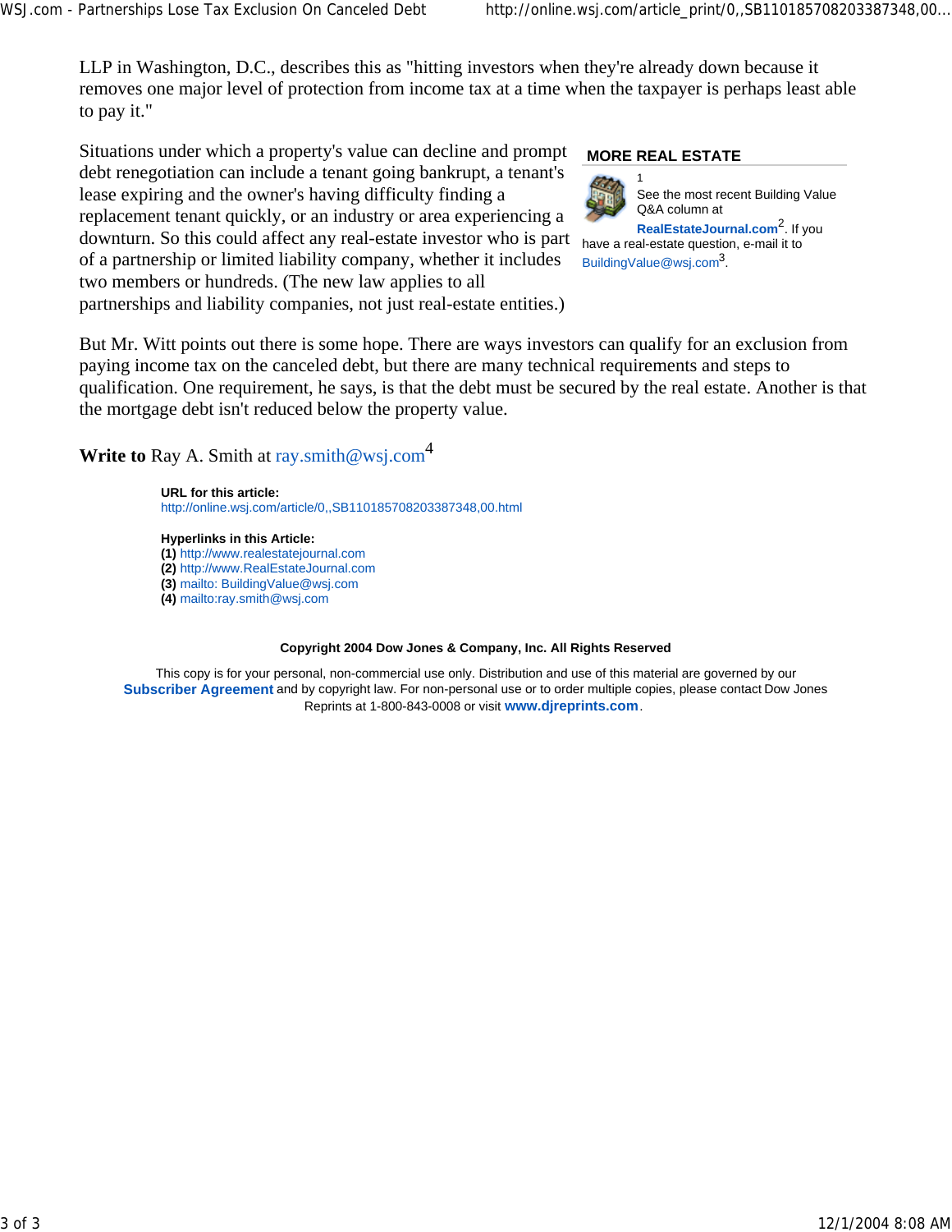LLP in Washington, D.C., describes this as "hitting investors when they're already down because it removes one major level of protection from income tax at a time when the taxpayer is perhaps least able to pay it."

Situations under which a property's value can decline and prompt debt renegotiation can include a tenant going bankrupt, a tenant's lease expiring and the owner's having difficulty finding a replacement tenant quickly, or an industry or area experiencing a downturn. So this could affect any real-estate investor who is part of a partnership or limited liability company, whether it includes two members or hundreds. (The new law applies to all partnerships and liability companies, not just real-estate entities.)

**MORE REAL ESTATE**

[1] See the most recent Building Value Q&A column at **RealEstateJournal.com**[2]. If you have a real-estate question, e-mail it to BuildingValue@wsj.com[3].

But Mr. Witt points out there is some hope. There are ways investors can qualify for an exclusion from paying income tax on the canceled debt, but there are many technical requirements and steps to qualification. One requirement, he says, is that the debt must be secured by the real estate. Another is that the mortgage debt isn't reduced below the property value.

**Write to** Ray A. Smith at ray.smith@wsj.com[4]

**URL for this article:**
http://online.wsj.com/article/0,,SB110185708203387348,00.html

**Hyperlinks in this Article:**
**(1)** http://www.realestatejournal.com
**(2)** http://www.RealEstateJournal.com
**(3)** mailto: BuildingValue@wsj.com
**(4)** mailto:ray.smith@wsj.com

**Copyright 2004 Dow Jones & Company, Inc. All Rights Reserved**

This copy is for your personal, non-commercial use only. Distribution and use of this material are governed by our **Subscriber Agreement** and by copyright law. For non-personal use or to order multiple copies, please contact Dow Jones Reprints at 1-800-843-0008 or visit **www.djreprints.com**.